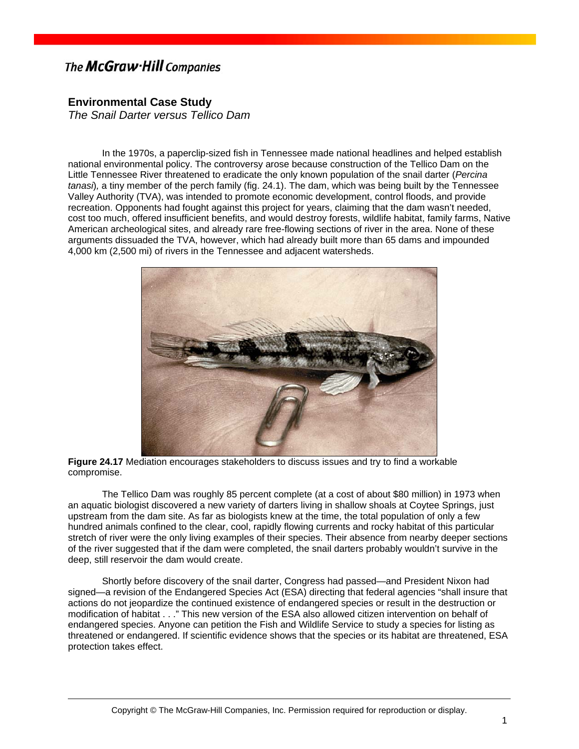## Environmental Case Study

*The Snail Darter versus Tellico Dam*

In the 1970s, a paperclip-sized fish in Tennessee made national headlines and helped establish national environmental policy. The controversy arose because construction of the Tellico Dam on the Little Tennessee River threatened to eradicate the only known population of the snail darter (*Percina tanasi*), a tiny member of the perch family (fig. 24.1). The dam, which was being built by the Tennessee Valley Authority (TVA), was intended to promote economic development, control floods, and provide recreation. Opponents had fought against this project for years, claiming that the dam wasn't needed, cost too much, offered insufficient benefits, and would destroy forests, wildlife habitat, family farms, Native American archeological sites, and already rare free-flowing sections of river in the area. None of these arguments dissuaded the TVA, however, which had already built more than 65 dams and impounded 4,000 km (2,500 mi) of rivers in the Tennessee and adjacent watersheds.

**Figure 24.17** Mediation encourages stakeholders to discuss issues and try to find a workable compromise.

The Tellico Dam was roughly 85 percent complete (at a cost of about $80 million) in 1973 when an aquatic biologist discovered a new variety of darters living in shallow shoals at Coytee Springs, just upstream from the dam site. As far as biologists knew at the time, the total population of only a few hundred animals confined to the clear, cool, rapidly flowing currents and rocky habitat of this particular stretch of river were the only living examples of their species. Their absence from nearby deeper sections of the river suggested that if the dam were completed, the snail darters probably wouldn't survive in the deep, still reservoir the dam would create.

Shortly before discovery of the snail darter, Congress had passed—and President Nixon had signed—a revision of the Endangered Species Act (ESA) directing that federal agencies "shall insure that actions do not jeopardize the continued existence of endangered species or result in the destruction or modification of habitat . . ." This new version of the ESA also allowed citizen intervention on behalf of endangered species. Anyone can petition the Fish and Wildlife Service to study a species for listing as threatened or endangered. If scientific evidence shows that the species or its habitat are threatened, ESA protection takes effect.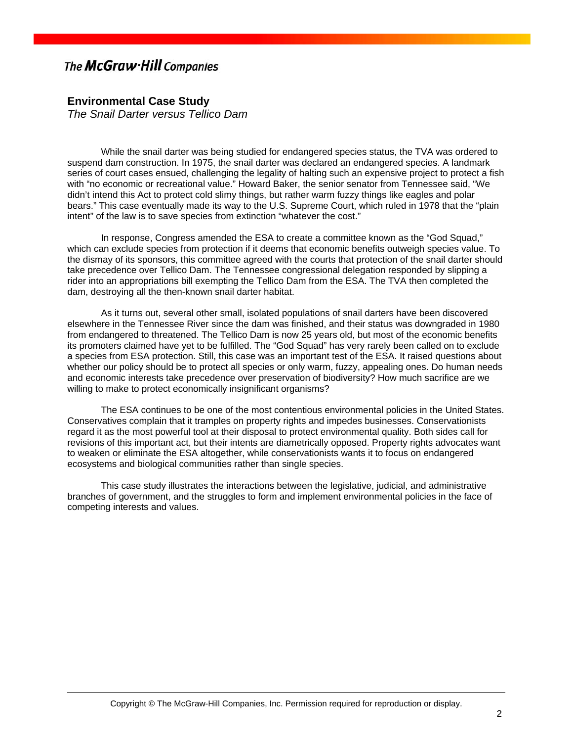The McGraw·Hill Companies

**Environmental Case Study**
*The Snail Darter versus Tellico Dam*

While the snail darter was being studied for endangered species status, the TVA was ordered to suspend dam construction. In 1975, the snail darter was declared an endangered species. A landmark series of court cases ensued, challenging the legality of halting such an expensive project to protect a fish with "no economic or recreational value." Howard Baker, the senior senator from Tennessee said, "We didn't intend this Act to protect cold slimy things, but rather warm fuzzy things like eagles and polar bears." This case eventually made its way to the U.S. Supreme Court, which ruled in 1978 that the "plain intent" of the law is to save species from extinction "whatever the cost."

In response, Congress amended the ESA to create a committee known as the "God Squad," which can exclude species from protection if it deems that economic benefits outweigh species value. To the dismay of its sponsors, this committee agreed with the courts that protection of the snail darter should take precedence over Tellico Dam. The Tennessee congressional delegation responded by slipping a rider into an appropriations bill exempting the Tellico Dam from the ESA. The TVA then completed the dam, destroying all the then-known snail darter habitat.

As it turns out, several other small, isolated populations of snail darters have been discovered elsewhere in the Tennessee River since the dam was finished, and their status was downgraded in 1980 from endangered to threatened. The Tellico Dam is now 25 years old, but most of the economic benefits its promoters claimed have yet to be fulfilled. The "God Squad" has very rarely been called on to exclude a species from ESA protection. Still, this case was an important test of the ESA. It raised questions about whether our policy should be to protect all species or only warm, fuzzy, appealing ones. Do human needs and economic interests take precedence over preservation of biodiversity? How much sacrifice are we willing to make to protect economically insignificant organisms?

The ESA continues to be one of the most contentious environmental policies in the United States. Conservatives complain that it tramples on property rights and impedes businesses. Conservationists regard it as the most powerful tool at their disposal to protect environmental quality. Both sides call for revisions of this important act, but their intents are diametrically opposed. Property rights advocates want to weaken or eliminate the ESA altogether, while conservationists wants it to focus on endangered ecosystems and biological communities rather than single species.

This case study illustrates the interactions between the legislative, judicial, and administrative branches of government, and the struggles to form and implement environmental policies in the face of competing interests and values.

Copyright © The McGraw-Hill Companies, Inc. Permission required for reproduction or display.